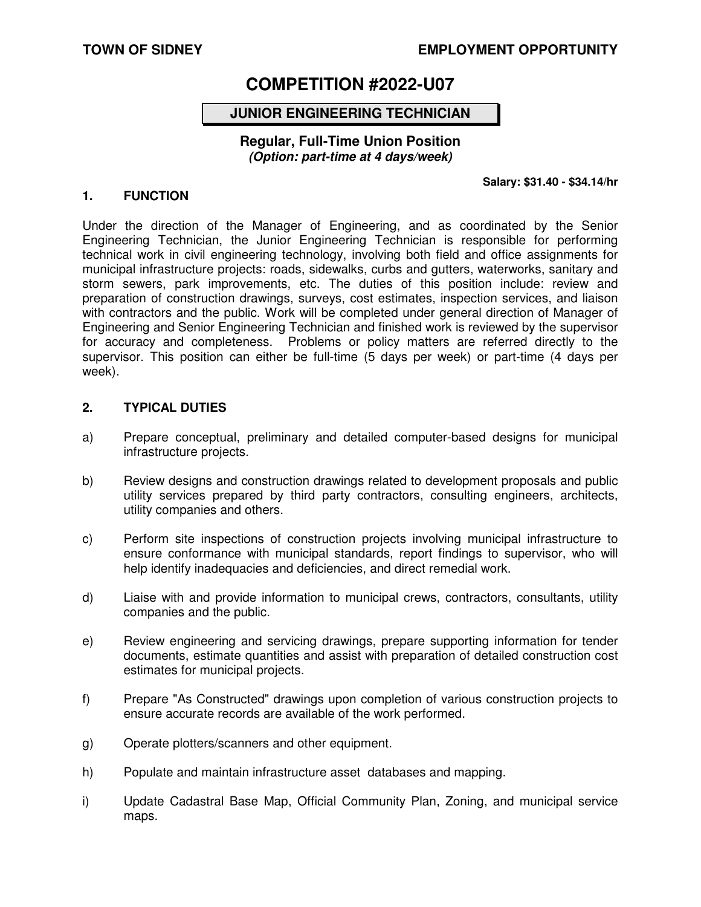**TOWN OF SIDNEY** **EMPLOYMENT OPPORTUNITY**

# COMPETITION #2022-U07

## JUNIOR ENGINEERING TECHNICIAN

**Regular, Full-Time Union Position**
***(Option: part-time at 4 days/week)***

**Salary: $31.40 - $34.14/hr**

### 1. FUNCTION

Under the direction of the Manager of Engineering, and as coordinated by the Senior Engineering Technician, the Junior Engineering Technician is responsible for performing technical work in civil engineering technology, involving both field and office assignments for municipal infrastructure projects: roads, sidewalks, curbs and gutters, waterworks, sanitary and storm sewers, park improvements, etc. The duties of this position include: review and preparation of construction drawings, surveys, cost estimates, inspection services, and liaison with contractors and the public. Work will be completed under general direction of Manager of Engineering and Senior Engineering Technician and finished work is reviewed by the supervisor for accuracy and completeness. Problems or policy matters are referred directly to the supervisor. This position can either be full-time (5 days per week) or part-time (4 days per week).

### 2. TYPICAL DUTIES

a) Prepare conceptual, preliminary and detailed computer-based designs for municipal infrastructure projects.

b) Review designs and construction drawings related to development proposals and public utility services prepared by third party contractors, consulting engineers, architects, utility companies and others.

c) Perform site inspections of construction projects involving municipal infrastructure to ensure conformance with municipal standards, report findings to supervisor, who will help identify inadequacies and deficiencies, and direct remedial work.

d) Liaise with and provide information to municipal crews, contractors, consultants, utility companies and the public.

e) Review engineering and servicing drawings, prepare supporting information for tender documents, estimate quantities and assist with preparation of detailed construction cost estimates for municipal projects.

f) Prepare "As Constructed" drawings upon completion of various construction projects to ensure accurate records are available of the work performed.

g) Operate plotters/scanners and other equipment.

h) Populate and maintain infrastructure asset databases and mapping.

i) Update Cadastral Base Map, Official Community Plan, Zoning, and municipal service maps.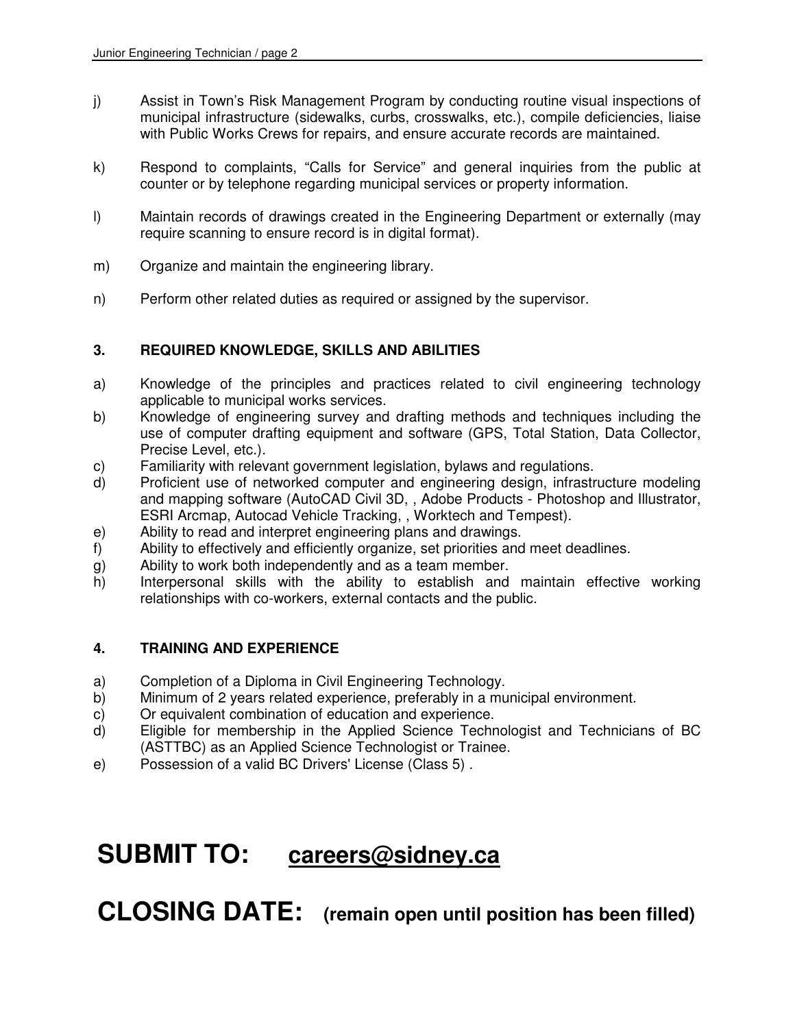j) Assist in Town's Risk Management Program by conducting routine visual inspections of municipal infrastructure (sidewalks, curbs, crosswalks, etc.), compile deficiencies, liaise with Public Works Crews for repairs, and ensure accurate records are maintained.

k) Respond to complaints, "Calls for Service" and general inquiries from the public at counter or by telephone regarding municipal services or property information.

l) Maintain records of drawings created in the Engineering Department or externally (may require scanning to ensure record is in digital format).

m) Organize and maintain the engineering library.

n) Perform other related duties as required or assigned by the supervisor.

### 3. REQUIRED KNOWLEDGE, SKILLS AND ABILITIES

a) Knowledge of the principles and practices related to civil engineering technology applicable to municipal works services.
b) Knowledge of engineering survey and drafting methods and techniques including the use of computer drafting equipment and software (GPS, Total Station, Data Collector, Precise Level, etc.).
c) Familiarity with relevant government legislation, bylaws and regulations.
d) Proficient use of networked computer and engineering design, infrastructure modeling and mapping software (AutoCAD Civil 3D, , Adobe Products - Photoshop and Illustrator, ESRI Arcmap, Autocad Vehicle Tracking, , Worktech and Tempest).
e) Ability to read and interpret engineering plans and drawings.
f) Ability to effectively and efficiently organize, set priorities and meet deadlines.
g) Ability to work both independently and as a team member.
h) Interpersonal skills with the ability to establish and maintain effective working relationships with co-workers, external contacts and the public.

### 4. TRAINING AND EXPERIENCE

a) Completion of a Diploma in Civil Engineering Technology.
b) Minimum of 2 years related experience, preferably in a municipal environment.
c) Or equivalent combination of education and experience.
d) Eligible for membership in the Applied Science Technologist and Technicians of BC (ASTTBC) as an Applied Science Technologist or Trainee.
e) Possession of a valid BC Drivers' License (Class 5) .

# SUBMIT TO: careers@sidney.ca

# CLOSING DATE: (remain open until position has been filled)